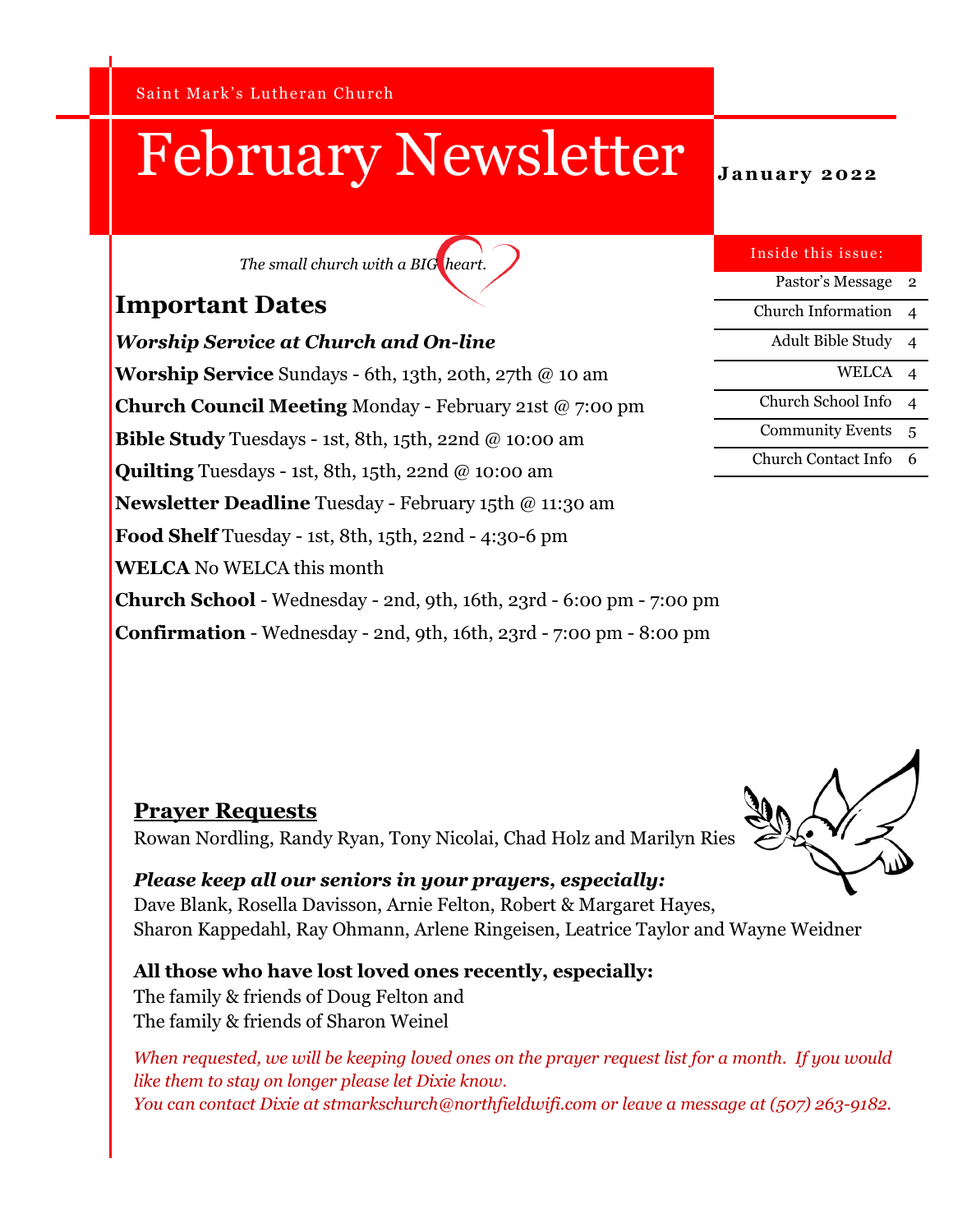Saint Mark's Lutheran Church

# February Newsletter

**January 2022**

*The small church with a BIG heart.*

| Inside this issue: | |
|---|---|
| Pastor's Message | 2 |
| Church Information | 4 |
| Adult Bible Study | 4 |
| WELCA | 4 |
| Church School Info | 4 |
| Community Events | 5 |
| Church Contact Info | 6 |

## Important Dates

***Worship Service at Church and On-line***

**Worship Service** Sundays - 6th, 13th, 20th, 27th @ 10 am

**Church Council Meeting** Monday - February 21st @ 7:00 pm

**Bible Study** Tuesdays - 1st, 8th, 15th, 22nd @ 10:00 am

**Quilting** Tuesdays - 1st, 8th, 15th, 22nd @ 10:00 am

**Newsletter Deadline** Tuesday - February 15th @ 11:30 am

**Food Shelf** Tuesday - 1st, 8th, 15th, 22nd - 4:30-6 pm

**WELCA** No WELCA this month

**Church School** - Wednesday - 2nd, 9th, 16th, 23rd - 6:00 pm - 7:00 pm

**Confirmation** - Wednesday - 2nd, 9th, 16th, 23rd - 7:00 pm - 8:00 pm

## Prayer Requests

Rowan Nordling, Randy Ryan, Tony Nicolai, Chad Holz and Marilyn Ries

***Please keep all our seniors in your prayers, especially:***
Dave Blank, Rosella Davisson, Arnie Felton, Robert & Margaret Hayes,
Sharon Kappedahl, Ray Ohmann, Arlene Ringeisen, Leatrice Taylor and Wayne Weidner

**All those who have lost loved ones recently, especially:**
The family & friends of Doug Felton and
The family & friends of Sharon Weinel

*When requested, we will be keeping loved ones on the prayer request list for a month. If you would like them to stay on longer please let Dixie know.*
*You can contact Dixie at stmarkschurch@northfieldwifi.com or leave a message at (507) 263-9182.*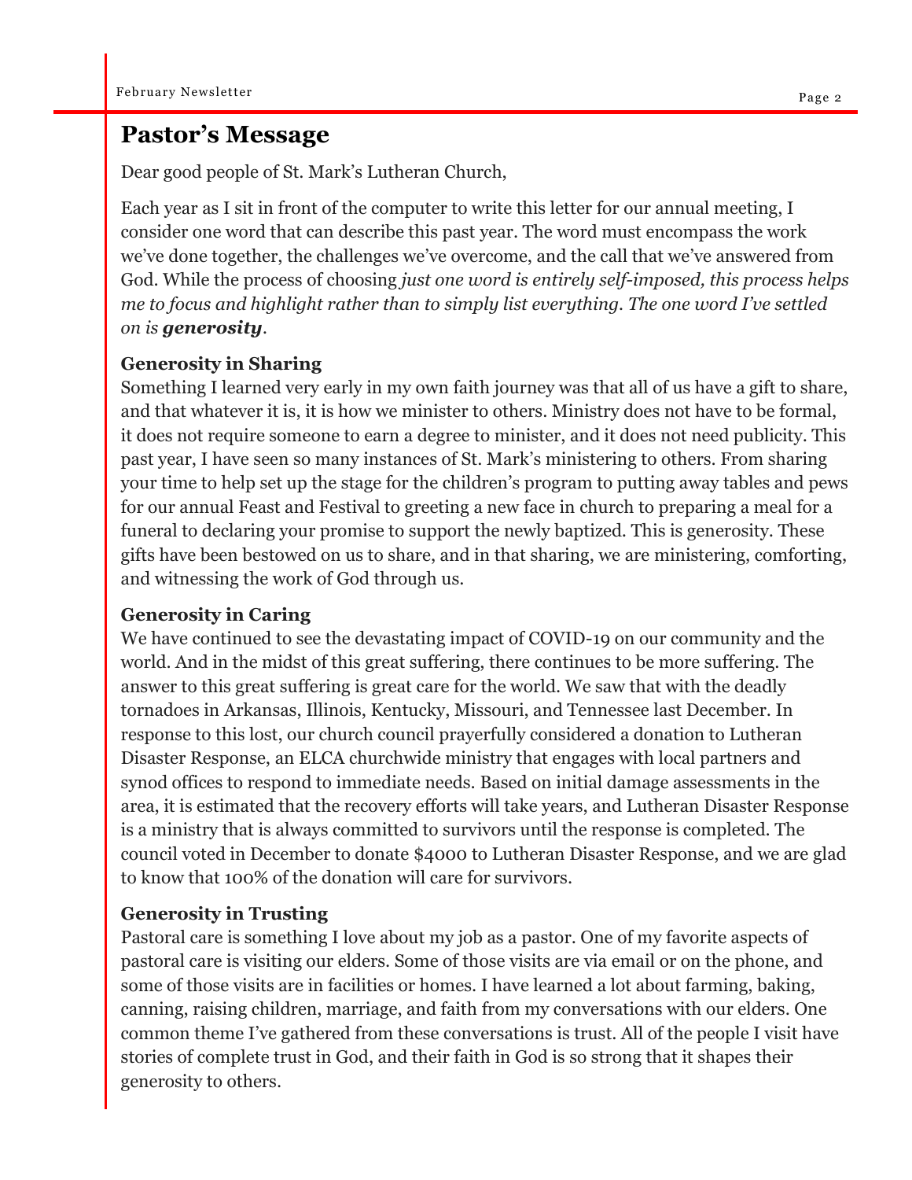## Pastor’s Message

Dear good people of St. Mark’s Lutheran Church,

Each year as I sit in front of the computer to write this letter for our annual meeting, I consider one word that can describe this past year. The word must encompass the work we’ve done together, the challenges we’ve overcome, and the call that we’ve answered from God. While the process of choosing *just one word is entirely self-imposed, this process helps me to focus and highlight rather than to simply list everything. The one word I’ve settled on is **generosity**.*

**Generosity in Sharing**

Something I learned very early in my own faith journey was that all of us have a gift to share, and that whatever it is, it is how we minister to others. Ministry does not have to be formal, it does not require someone to earn a degree to minister, and it does not need publicity. This past year, I have seen so many instances of St. Mark’s ministering to others. From sharing your time to help set up the stage for the children’s program to putting away tables and pews for our annual Feast and Festival to greeting a new face in church to preparing a meal for a funeral to declaring your promise to support the newly baptized. This is generosity. These gifts have been bestowed on us to share, and in that sharing, we are ministering, comforting, and witnessing the work of God through us.

**Generosity in Caring**

We have continued to see the devastating impact of COVID-19 on our community and the world. And in the midst of this great suffering, there continues to be more suffering. The answer to this great suffering is great care for the world. We saw that with the deadly tornadoes in Arkansas, Illinois, Kentucky, Missouri, and Tennessee last December. In response to this lost, our church council prayerfully considered a donation to Lutheran Disaster Response, an ELCA churchwide ministry that engages with local partners and synod offices to respond to immediate needs. Based on initial damage assessments in the area, it is estimated that the recovery efforts will take years, and Lutheran Disaster Response is a ministry that is always committed to survivors until the response is completed. The council voted in December to donate $4000 to Lutheran Disaster Response, and we are glad to know that 100% of the donation will care for survivors.

**Generosity in Trusting**

Pastoral care is something I love about my job as a pastor. One of my favorite aspects of pastoral care is visiting our elders. Some of those visits are via email or on the phone, and some of those visits are in facilities or homes. I have learned a lot about farming, baking, canning, raising children, marriage, and faith from my conversations with our elders. One common theme I’ve gathered from these conversations is trust. All of the people I visit have stories of complete trust in God, and their faith in God is so strong that it shapes their generosity to others.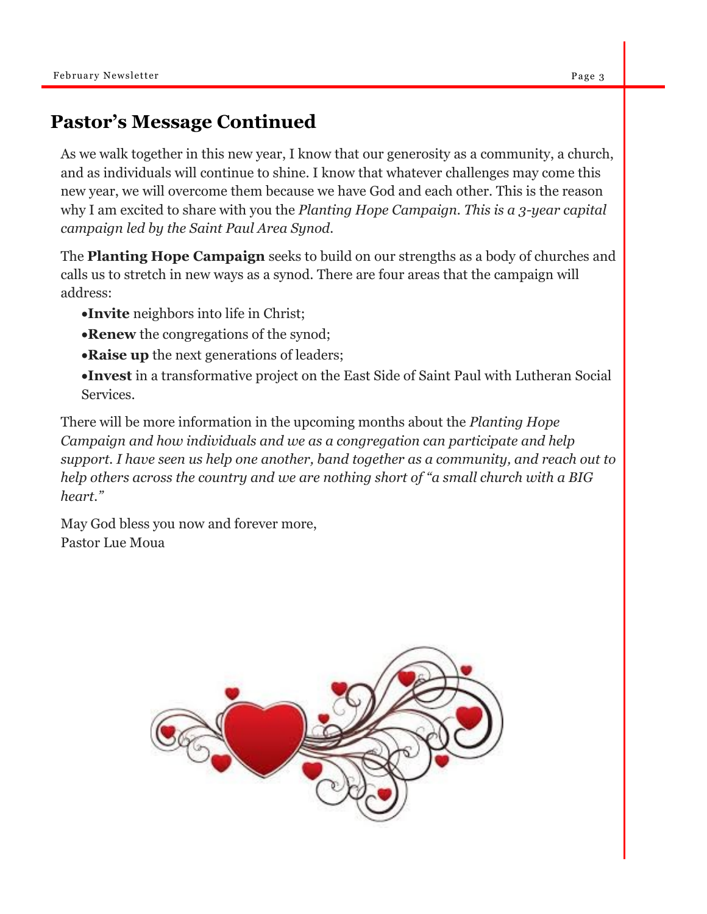## Pastor's Message Continued

As we walk together in this new year, I know that our generosity as a community, a church, and as individuals will continue to shine. I know that whatever challenges may come this new year, we will overcome them because we have God and each other. This is the reason why I am excited to share with you the *Planting Hope Campaign. This is a 3-year capital campaign led by the Saint Paul Area Synod.*

The **Planting Hope Campaign** seeks to build on our strengths as a body of churches and calls us to stretch in new ways as a synod. There are four areas that the campaign will address:

- **Invite** neighbors into life in Christ;
- **Renew** the congregations of the synod;
- **Raise up** the next generations of leaders;
- **Invest** in a transformative project on the East Side of Saint Paul with Lutheran Social Services.

There will be more information in the upcoming months about the *Planting Hope Campaign and how individuals and we as a congregation can participate and help support. I have seen us help one another, band together as a community, and reach out to help others across the country and we are nothing short of "a small church with a BIG heart."*

May God bless you now and forever more,
Pastor Lue Moua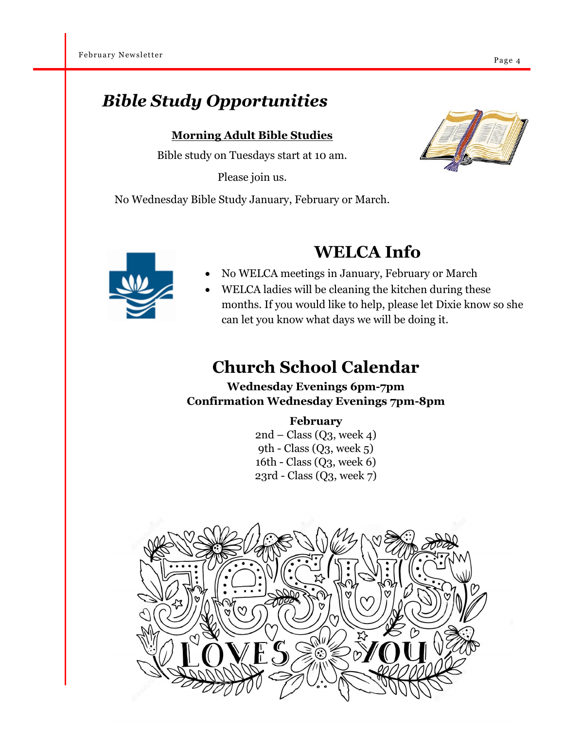## *Bible Study Opportunities*

**Morning Adult Bible Studies**

Bible study on Tuesdays start at 10 am.

Please join us.

No Wednesday Bible Study January, February or March.

## WELCA Info

- No WELCA meetings in January, February or March
- WELCA ladies will be cleaning the kitchen during these months. If you would like to help, please let Dixie know so she can let you know what days we will be doing it.

## Church School Calendar

**Wednesday Evenings 6pm-7pm**
**Confirmation Wednesday Evenings 7pm-8pm**

**February**

2nd – Class (Q3, week 4)
9th - Class (Q3, week 5)
16th - Class (Q3, week 6)
23rd - Class (Q3, week 7)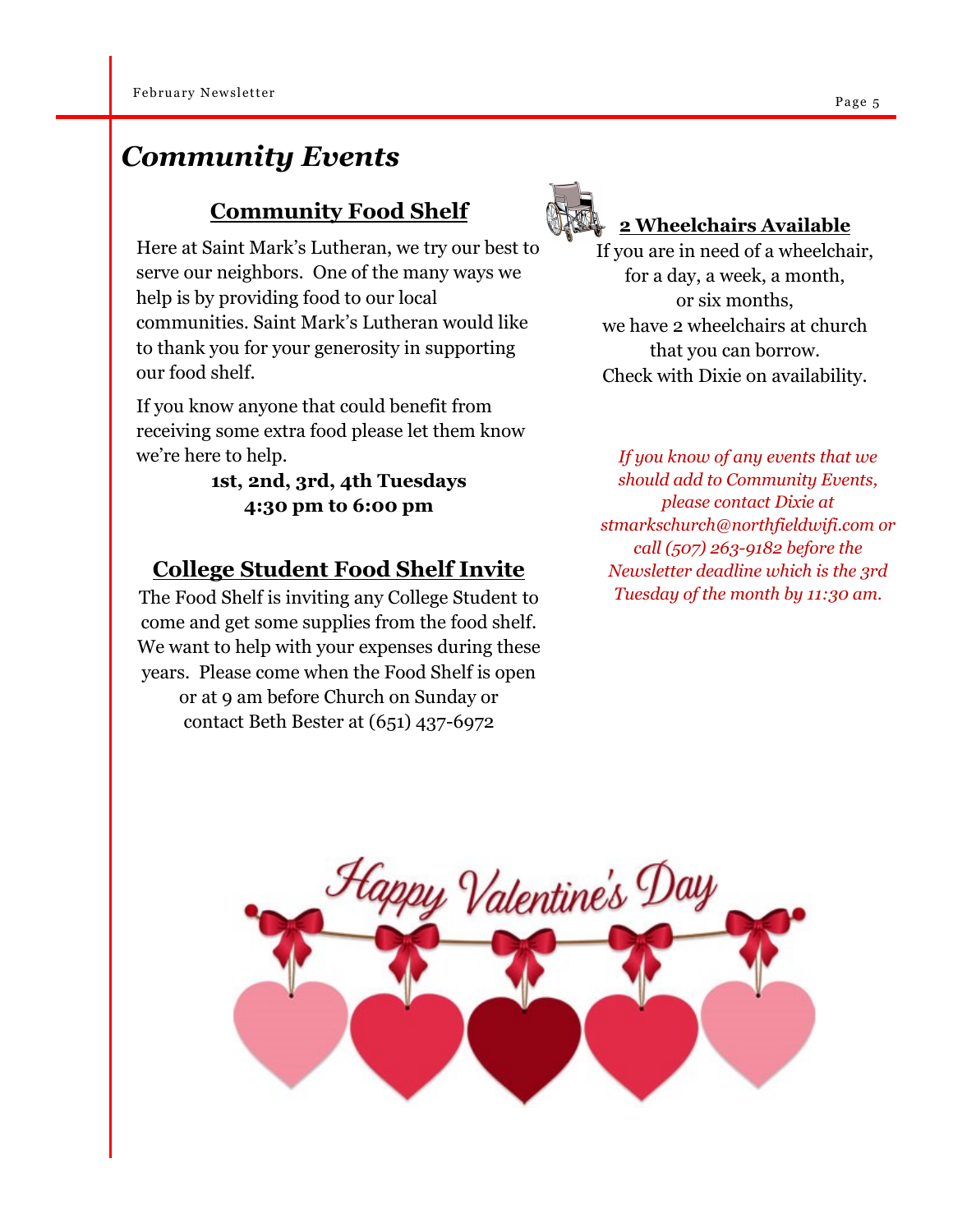# Community Events

## Community Food Shelf

Here at Saint Mark's Lutheran, we try our best to serve our neighbors. One of the many ways we help is by providing food to our local communities. Saint Mark's Lutheran would like to thank you for your generosity in supporting our food shelf.

If you know anyone that could benefit from receiving some extra food please let them know we're here to help.

**1st, 2nd, 3rd, 4th Tuesdays**
**4:30 pm to 6:00 pm**

## College Student Food Shelf Invite

The Food Shelf is inviting any College Student to come and get some supplies from the food shelf. We want to help with your expenses during these years. Please come when the Food Shelf is open or at 9 am before Church on Sunday or contact Beth Bester at (651) 437-6972

## 2 Wheelchairs Available

If you are in need of a wheelchair, for a day, a week, a month, or six months, we have 2 wheelchairs at church that you can borrow. Check with Dixie on availability.

*If you know of any events that we should add to Community Events, please contact Dixie at stmarkschurch@northfieldwifi.com or call (507) 263-9182 before the Newsletter deadline which is the 3rd Tuesday of the month by 11:30 am.*

Happy Valentine's Day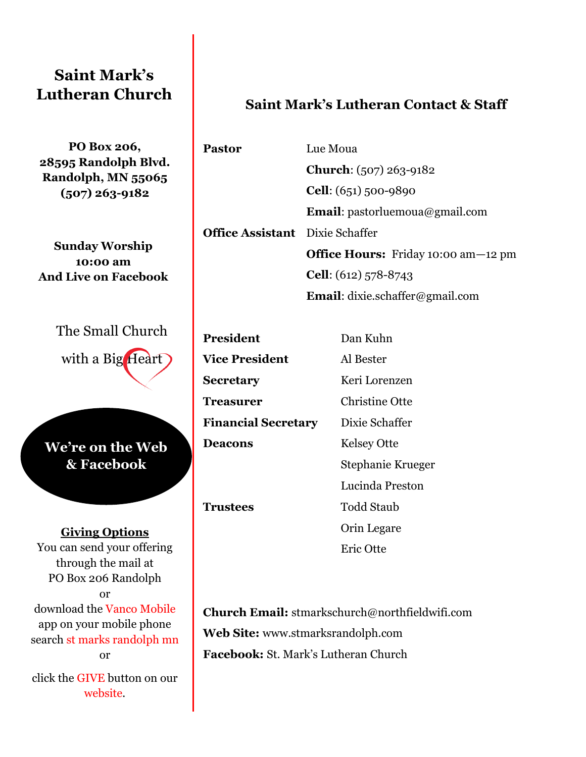# Saint Mark's Lutheran Church

**PO Box 206,**
**28595 Randolph Blvd.**
**Randolph, MN 55065**
**(507) 263-9182**

**Sunday Worship**
**10:00 am**
**And Live on Facebook**

The Small Church
with a Big Heart

**We're on the Web & Facebook**

**Giving Options**

You can send your offering through the mail at
PO Box 206 Randolph
or
download the Vanco Mobile app on your mobile phone search st marks randolph mn
or
click the GIVE button on our website.

## Saint Mark's Lutheran Contact & Staff

| | |
|---|---|
| **Pastor** | Lue Moua |
| | **Church**: (507) 263-9182 |
| | **Cell**: (651) 500-9890 |
| | **Email**: pastorluemoua@gmail.com |
| **Office Assistant** | Dixie Schaffer |
| | **Office Hours:** Friday 10:00 am—12 pm |
| | **Cell**: (612) 578-8743 |
| | **Email**: dixie.schaffer@gmail.com |

| | |
|---|---|
| **President** | Dan Kuhn |
| **Vice President** | Al Bester |
| **Secretary** | Keri Lorenzen |
| **Treasurer** | Christine Otte |
| **Financial Secretary** | Dixie Schaffer |
| **Deacons** | Kelsey Otte |
| | Stephanie Krueger |
| | Lucinda Preston |
| **Trustees** | Todd Staub |
| | Orin Legare |
| | Eric Otte |

**Church Email:** stmarkschurch@northfieldwifi.com
**Web Site:** www.stmarksrandolph.com
**Facebook:** St. Mark's Lutheran Church